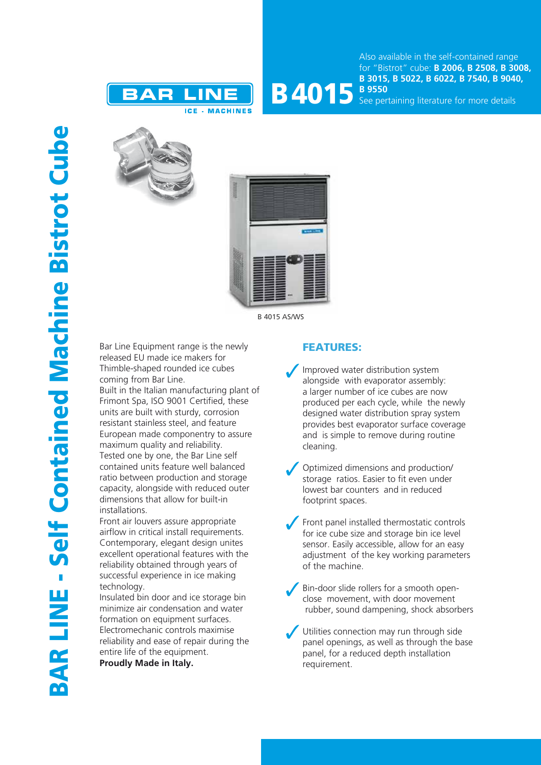# BAR LINE - Self Contained Machine Bistrot Cube

BAR LINE
ICE - MACHINES

# B 4015

Also available in the self-contained range for "Bistrot" cube: **B 2006, B 2508, B 3008, B 3015, B 5022, B 6022, B 7540, B 9040, B 9550**
See pertaining literature for more details

B 4015 AS/WS

Bar Line Equipment range is the newly released EU made ice makers for Thimble-shaped rounded ice cubes coming from Bar Line.
Built in the Italian manufacturing plant of Frimont Spa, ISO 9001 Certified, these units are built with sturdy, corrosion resistant stainless steel, and feature European made componentry to assure maximum quality and reliability.
Tested one by one, the Bar Line self contained units feature well balanced ratio between production and storage capacity, alongside with reduced outer dimensions that allow for built-in installations.
Front air louvers assure appropriate airflow in critical install requirements.
Contemporary, elegant design unites excellent operational features with the reliability obtained through years of successful experience in ice making technology.
Insulated bin door and ice storage bin minimize air condensation and water formation on equipment surfaces.
Electromechanic controls maximise reliability and ease of repair during the entire life of the equipment.
**Proudly Made in Italy.**

## FEATURES:

- Improved water distribution system alongside with evaporator assembly: a larger number of ice cubes are now produced per each cycle, while the newly designed water distribution spray system provides best evaporator surface coverage and is simple to remove during routine cleaning.
- Optimized dimensions and production/ storage ratios. Easier to fit even under lowest bar counters and in reduced footprint spaces.
- Front panel installed thermostatic controls for ice cube size and storage bin ice level sensor. Easily accessible, allow for an easy adjustment of the key working parameters of the machine.
- Bin-door slide rollers for a smooth open-close movement, with door movement rubber, sound dampening, shock absorbers
- Utilities connection may run through side panel openings, as well as through the base panel, for a reduced depth installation requirement.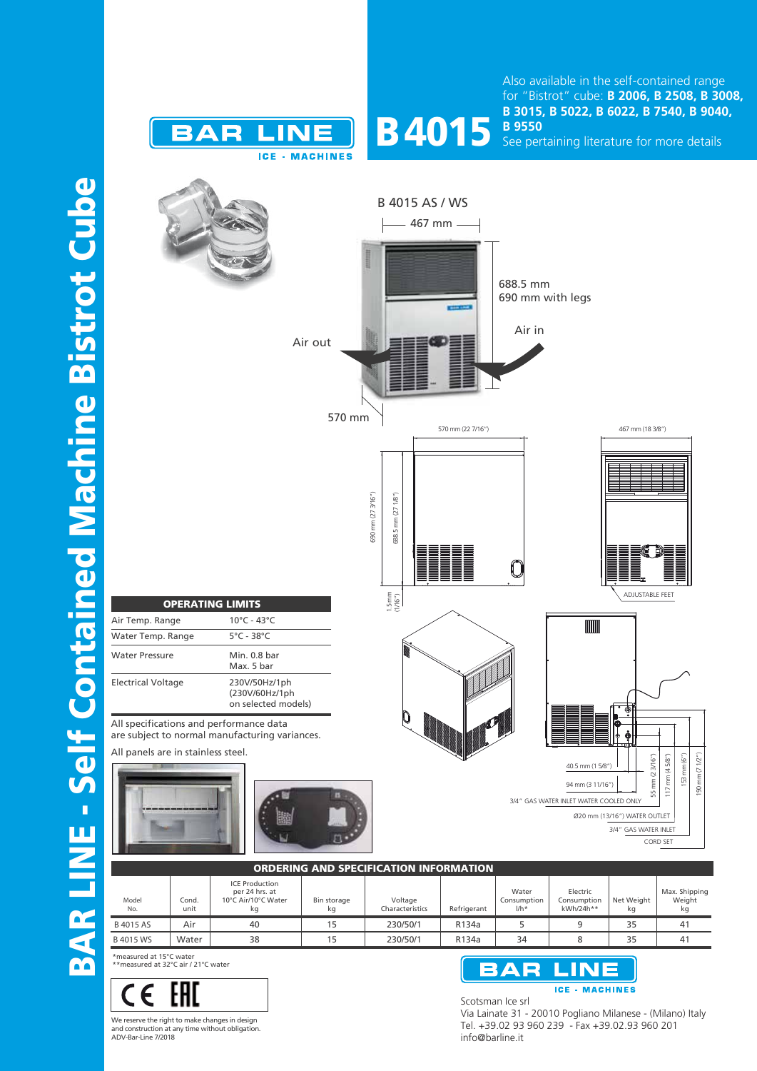# BAR LINE - Self Contained Machine Bistrot Cube

BAR LINE
ICE - MACHINES

# B 4015

Also available in the self-contained range for "Bistrot" cube: **B 2006, B 2508, B 3008, B 3015, B 5022, B 6022, B 7540, B 9040, B 9550**
See pertaining literature for more details

B 4015 AS / WS

467 mm

688.5 mm
690 mm with legs

Air in

Air out

570 mm

570 mm (22 7/16")

467 mm (18 3/8")

690 mm (27 3/16")

688.5 mm (27 1/8")

1.5 mm (1/16")

ADJUSTABLE FEET

40.5 mm (1 5/8")

94 mm (3 11/16")

55 mm (2 3/16")

117 mm (4 5/8")

153 mm (6")

190 mm (7 1/2")

3/4" GAS WATER INLET WATER COOLED ONLY

Ø20 mm (13/16") WATER OUTLET

3/4" GAS WATER INLET

CORD SET

| OPERATING LIMITS | |
|---|---|
| Air Temp. Range | 10°C - 43°C |
| Water Temp. Range | 5°C - 38°C |
| Water Pressure | Min. 0.8 bar<br>Max. 5 bar |
| Electrical Voltage | 230V/50Hz/1ph<br>(230V/60Hz/1ph<br>on selected models) |

All specifications and performance data are subject to normal manufacturing variances.

All panels are in stainless steel.

## ORDERING AND SPECIFICATION INFORMATION

| Model No. | Cond. unit | ICE Production per 24 hrs. at 10°C Air/10°C Water kg | Bin storage kg | Voltage Characteristics | Refrigerant | Water Consumption l/h* | Electric Consumption kWh/24h** | Net Weight kg | Max. Shipping Weight kg |
|---|---|---|---|---|---|---|---|---|---|
| B 4015 AS | Air | 40 | 15 | 230/50/1 | R134a | 5 | 9 | 35 | 41 |
| B 4015 WS | Water | 38 | 15 | 230/50/1 | R134a | 34 | 8 | 35 | 41 |

*measured at 15°C water
**measured at 32°C air / 21°C water

CE EAC

We reserve the right to make changes in design and construction at any time without obligation.
ADV-Bar-Line 7/2018

BAR LINE
ICE - MACHINES

Scotsman Ice srl
Via Lainate 31 - 20010 Pogliano Milanese - (Milano) Italy
Tel. +39.02 93 960 239 - Fax +39.02.93 960 201
info@barline.it